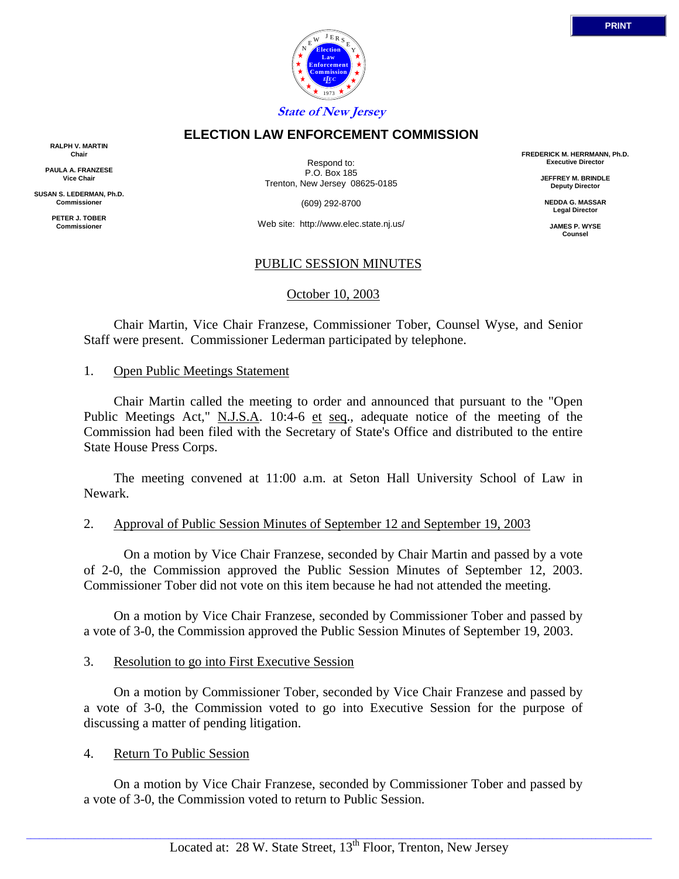State of New Jersey

# ELECTION LAW ENFORCEMENT COMMISSION

**RALPH V. MARTIN**
**Chair**

**PAULA A. FRANZESE**
**Vice Chair**

**SUSAN S. LEDERMAN, Ph.D.**
**Commissioner**

**PETER J. TOBER**
**Commissioner**

Respond to:
P.O. Box 185
Trenton, New Jersey 08625-0185

(609) 292-8700

Web site: http://www.elec.state.nj.us/

**FREDERICK M. HERRMANN, Ph.D.**
**Executive Director**

**JEFFREY M. BRINDLE**
**Deputy Director**

**NEDDA G. MASSAR**
**Legal Director**

**JAMES P. WYSE**
**Counsel**

## PUBLIC SESSION MINUTES

October 10, 2003

Chair Martin, Vice Chair Franzese, Commissioner Tober, Counsel Wyse, and Senior Staff were present. Commissioner Lederman participated by telephone.

1. Open Public Meetings Statement

Chair Martin called the meeting to order and announced that pursuant to the "Open Public Meetings Act," N.J.S.A. 10:4-6 et seq., adequate notice of the meeting of the Commission had been filed with the Secretary of State's Office and distributed to the entire State House Press Corps.

The meeting convened at 11:00 a.m. at Seton Hall University School of Law in Newark.

2. Approval of Public Session Minutes of September 12 and September 19, 2003

On a motion by Vice Chair Franzese, seconded by Chair Martin and passed by a vote of 2-0, the Commission approved the Public Session Minutes of September 12, 2003. Commissioner Tober did not vote on this item because he had not attended the meeting.

On a motion by Vice Chair Franzese, seconded by Commissioner Tober and passed by a vote of 3-0, the Commission approved the Public Session Minutes of September 19, 2003.

3. Resolution to go into First Executive Session

On a motion by Commissioner Tober, seconded by Vice Chair Franzese and passed by a vote of 3-0, the Commission voted to go into Executive Session for the purpose of discussing a matter of pending litigation.

4. Return To Public Session

On a motion by Vice Chair Franzese, seconded by Commissioner Tober and passed by a vote of 3-0, the Commission voted to return to Public Session.

Located at: 28 W. State Street, 13th Floor, Trenton, New Jersey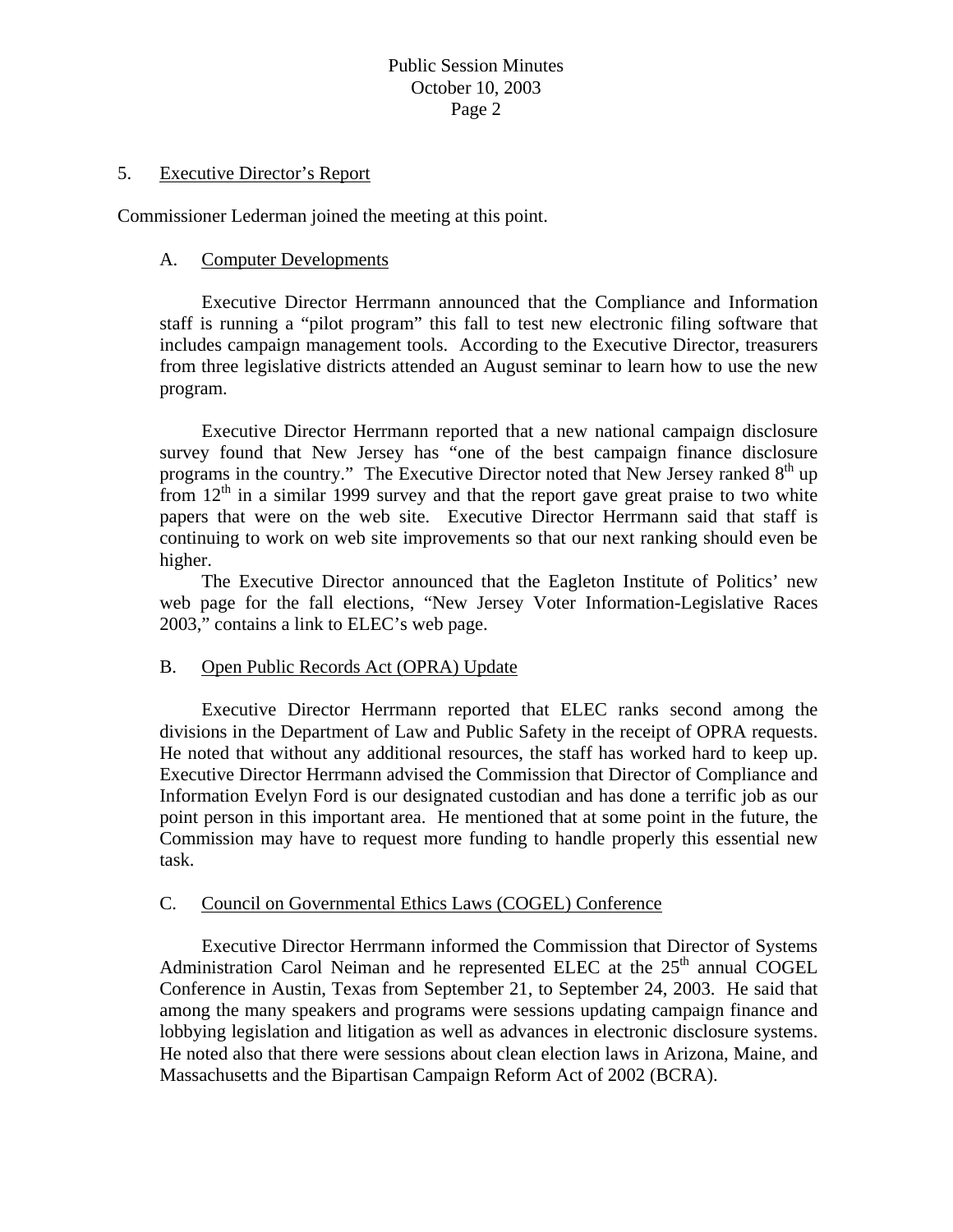## 5. Executive Director's Report

Commissioner Lederman joined the meeting at this point.

### A. Computer Developments

Executive Director Herrmann announced that the Compliance and Information staff is running a "pilot program" this fall to test new electronic filing software that includes campaign management tools. According to the Executive Director, treasurers from three legislative districts attended an August seminar to learn how to use the new program.

Executive Director Herrmann reported that a new national campaign disclosure survey found that New Jersey has "one of the best campaign finance disclosure programs in the country." The Executive Director noted that New Jersey ranked 8th up from 12th in a similar 1999 survey and that the report gave great praise to two white papers that were on the web site. Executive Director Herrmann said that staff is continuing to work on web site improvements so that our next ranking should even be higher.

The Executive Director announced that the Eagleton Institute of Politics' new web page for the fall elections, "New Jersey Voter Information-Legislative Races 2003," contains a link to ELEC's web page.

### B. Open Public Records Act (OPRA) Update

Executive Director Herrmann reported that ELEC ranks second among the divisions in the Department of Law and Public Safety in the receipt of OPRA requests. He noted that without any additional resources, the staff has worked hard to keep up. Executive Director Herrmann advised the Commission that Director of Compliance and Information Evelyn Ford is our designated custodian and has done a terrific job as our point person in this important area. He mentioned that at some point in the future, the Commission may have to request more funding to handle properly this essential new task.

### C. Council on Governmental Ethics Laws (COGEL) Conference

Executive Director Herrmann informed the Commission that Director of Systems Administration Carol Neiman and he represented ELEC at the 25th annual COGEL Conference in Austin, Texas from September 21, to September 24, 2003. He said that among the many speakers and programs were sessions updating campaign finance and lobbying legislation and litigation as well as advances in electronic disclosure systems. He noted also that there were sessions about clean election laws in Arizona, Maine, and Massachusetts and the Bipartisan Campaign Reform Act of 2002 (BCRA).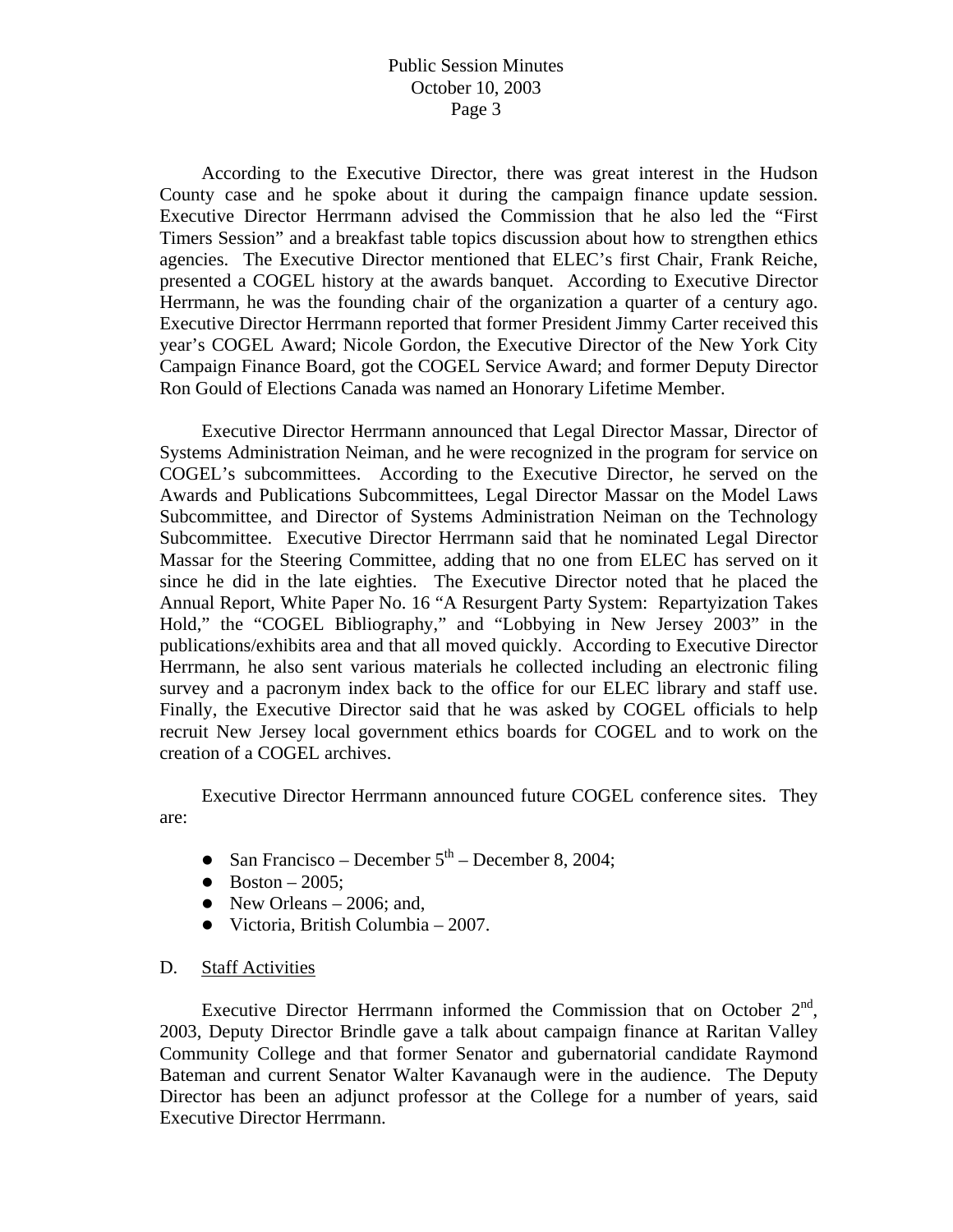According to the Executive Director, there was great interest in the Hudson County case and he spoke about it during the campaign finance update session. Executive Director Herrmann advised the Commission that he also led the "First Timers Session" and a breakfast table topics discussion about how to strengthen ethics agencies. The Executive Director mentioned that ELEC's first Chair, Frank Reiche, presented a COGEL history at the awards banquet. According to Executive Director Herrmann, he was the founding chair of the organization a quarter of a century ago. Executive Director Herrmann reported that former President Jimmy Carter received this year's COGEL Award; Nicole Gordon, the Executive Director of the New York City Campaign Finance Board, got the COGEL Service Award; and former Deputy Director Ron Gould of Elections Canada was named an Honorary Lifetime Member.

Executive Director Herrmann announced that Legal Director Massar, Director of Systems Administration Neiman, and he were recognized in the program for service on COGEL's subcommittees. According to the Executive Director, he served on the Awards and Publications Subcommittees, Legal Director Massar on the Model Laws Subcommittee, and Director of Systems Administration Neiman on the Technology Subcommittee. Executive Director Herrmann said that he nominated Legal Director Massar for the Steering Committee, adding that no one from ELEC has served on it since he did in the late eighties. The Executive Director noted that he placed the Annual Report, White Paper No. 16 "A Resurgent Party System: Repartyization Takes Hold," the "COGEL Bibliography," and "Lobbying in New Jersey 2003" in the publications/exhibits area and that all moved quickly. According to Executive Director Herrmann, he also sent various materials he collected including an electronic filing survey and a pacronym index back to the office for our ELEC library and staff use. Finally, the Executive Director said that he was asked by COGEL officials to help recruit New Jersey local government ethics boards for COGEL and to work on the creation of a COGEL archives.

Executive Director Herrmann announced future COGEL conference sites. They are:

- San Francisco – December 5th – December 8, 2004;
- Boston – 2005;
- New Orleans – 2006; and,
- Victoria, British Columbia – 2007.

D. Staff Activities

Executive Director Herrmann informed the Commission that on October 2nd, 2003, Deputy Director Brindle gave a talk about campaign finance at Raritan Valley Community College and that former Senator and gubernatorial candidate Raymond Bateman and current Senator Walter Kavanaugh were in the audience. The Deputy Director has been an adjunct professor at the College for a number of years, said Executive Director Herrmann.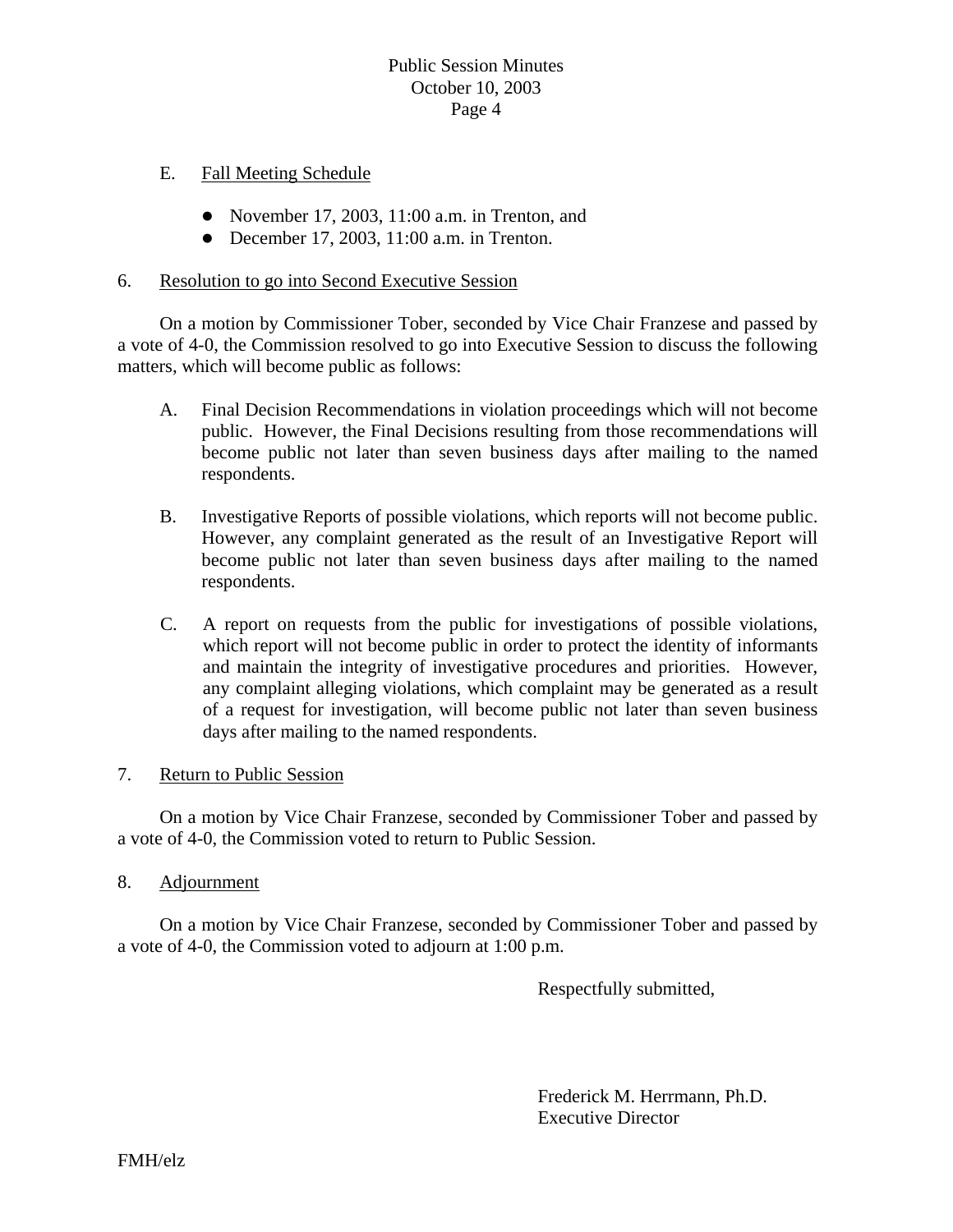E. Fall Meeting Schedule

- November 17, 2003, 11:00 a.m. in Trenton, and
- December 17, 2003, 11:00 a.m. in Trenton.

6. Resolution to go into Second Executive Session

On a motion by Commissioner Tober, seconded by Vice Chair Franzese and passed by a vote of 4-0, the Commission resolved to go into Executive Session to discuss the following matters, which will become public as follows:

A. Final Decision Recommendations in violation proceedings which will not become public. However, the Final Decisions resulting from those recommendations will become public not later than seven business days after mailing to the named respondents.

B. Investigative Reports of possible violations, which reports will not become public. However, any complaint generated as the result of an Investigative Report will become public not later than seven business days after mailing to the named respondents.

C. A report on requests from the public for investigations of possible violations, which report will not become public in order to protect the identity of informants and maintain the integrity of investigative procedures and priorities. However, any complaint alleging violations, which complaint may be generated as a result of a request for investigation, will become public not later than seven business days after mailing to the named respondents.

7. Return to Public Session

On a motion by Vice Chair Franzese, seconded by Commissioner Tober and passed by a vote of 4-0, the Commission voted to return to Public Session.

8. Adjournment

On a motion by Vice Chair Franzese, seconded by Commissioner Tober and passed by a vote of 4-0, the Commission voted to adjourn at 1:00 p.m.

Respectfully submitted,

Frederick M. Herrmann, Ph.D.
Executive Director

FMH/elz